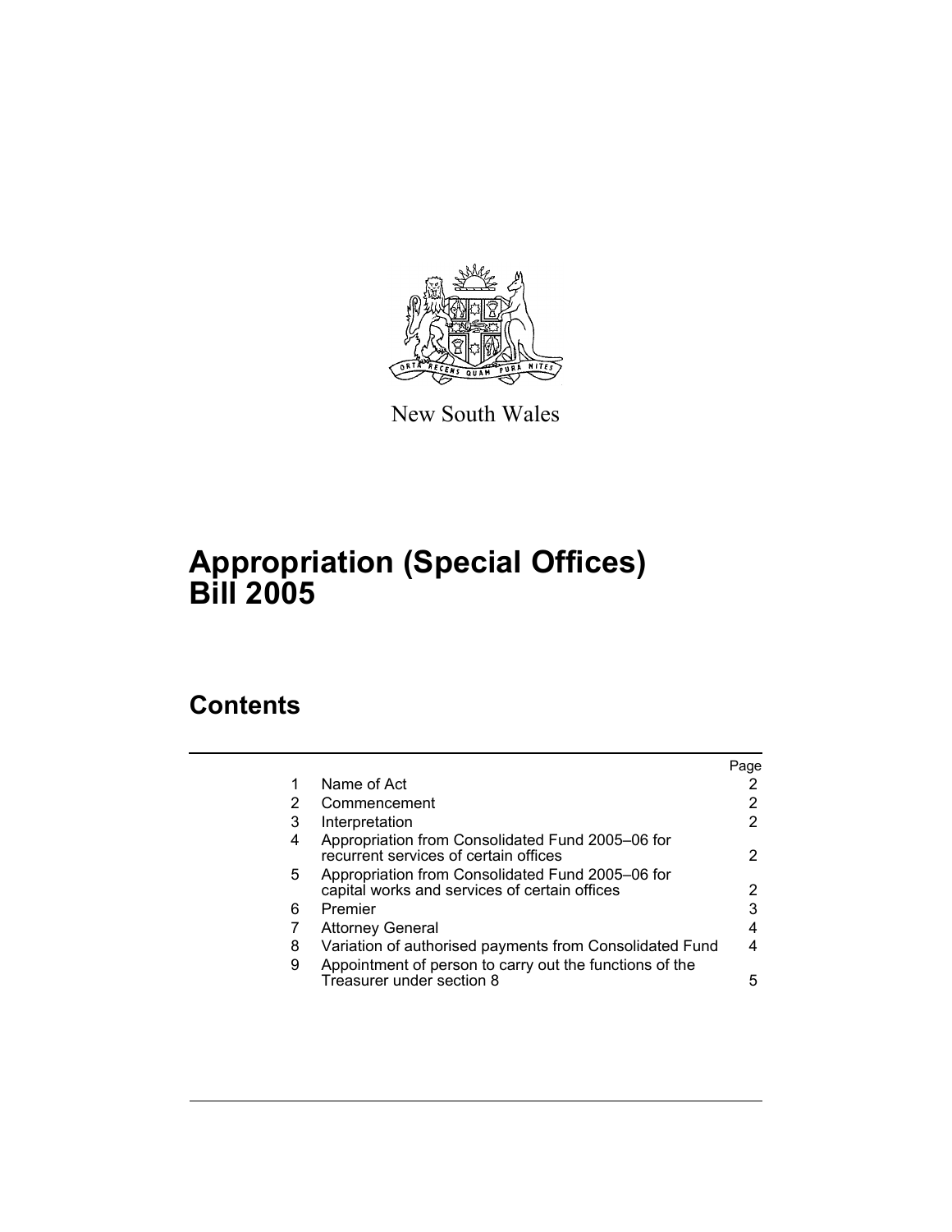New South Wales

# Appropriation (Special Offices) Bill 2005

## Contents

| | | Page |
|---|---|---|
| 1 | Name of Act | 2 |
| 2 | Commencement | 2 |
| 3 | Interpretation | 2 |
| 4 | Appropriation from Consolidated Fund 2005–06 for recurrent services of certain offices | 2 |
| 5 | Appropriation from Consolidated Fund 2005–06 for capital works and services of certain offices | 2 |
| 6 | Premier | 3 |
| 7 | Attorney General | 4 |
| 8 | Variation of authorised payments from Consolidated Fund | 4 |
| 9 | Appointment of person to carry out the functions of the Treasurer under section 8 | 5 |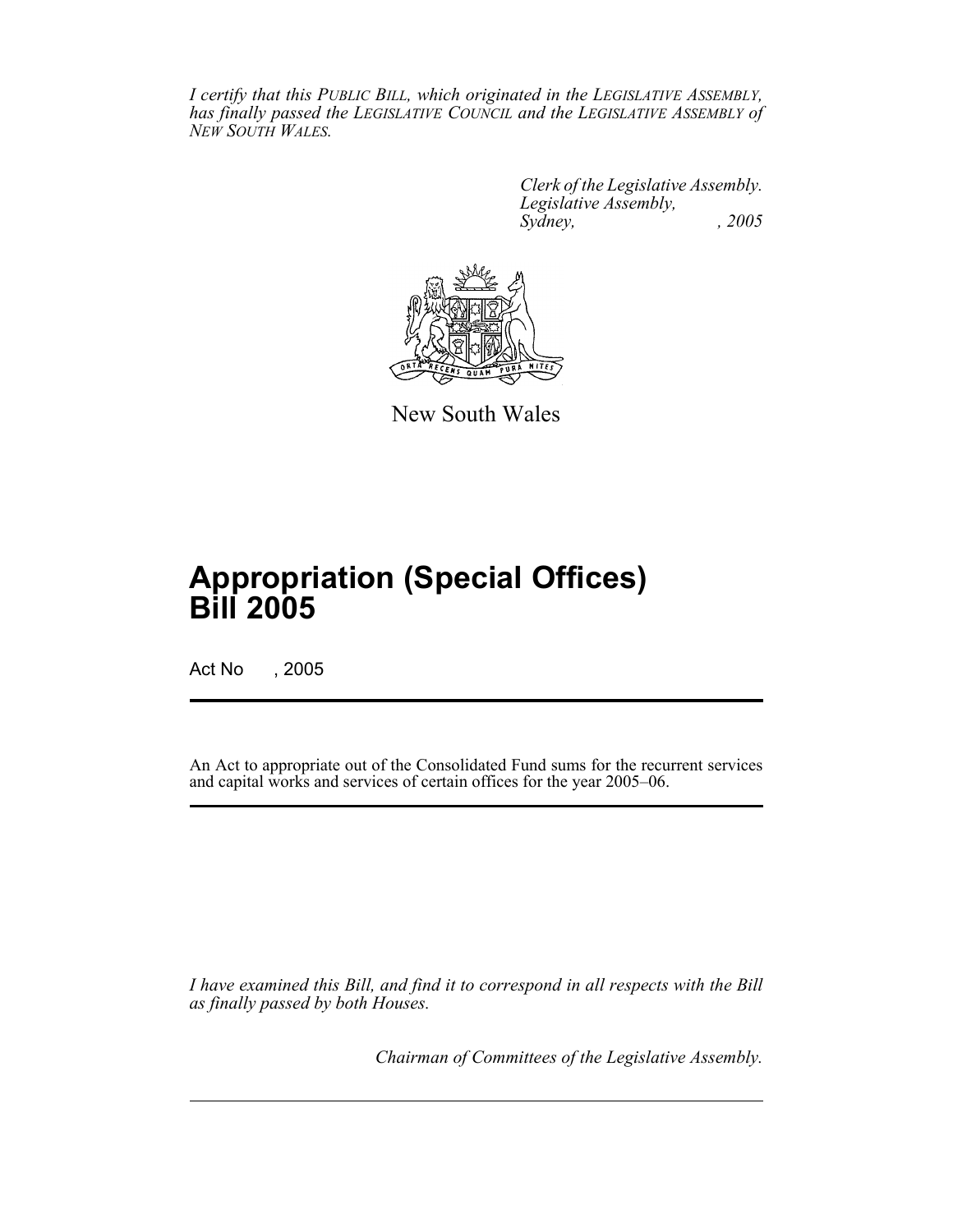*I certify that this PUBLIC BILL, which originated in the LEGISLATIVE ASSEMBLY, has finally passed the LEGISLATIVE COUNCIL and the LEGISLATIVE ASSEMBLY of NEW SOUTH WALES.*

*Clerk of the Legislative Assembly.*
*Legislative Assembly,*
*Sydney, , 2005*

New South Wales

# Appropriation (Special Offices) Bill 2005

Act No , 2005

An Act to appropriate out of the Consolidated Fund sums for the recurrent services and capital works and services of certain offices for the year 2005–06.

*I have examined this Bill, and find it to correspond in all respects with the Bill as finally passed by both Houses.*

*Chairman of Committees of the Legislative Assembly.*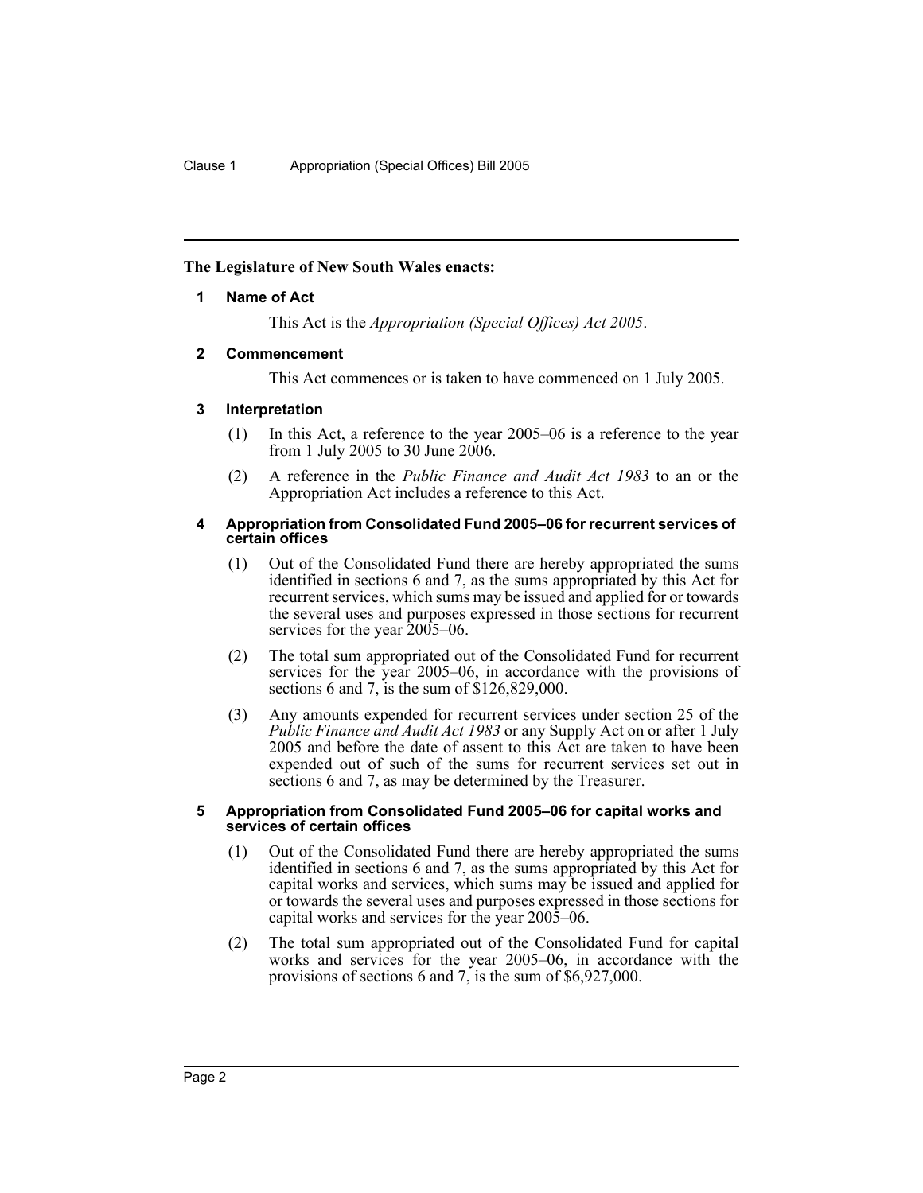**The Legislature of New South Wales enacts:**

## 1 Name of Act

This Act is the *Appropriation (Special Offices) Act 2005*.

## 2 Commencement

This Act commences or is taken to have commenced on 1 July 2005.

## 3 Interpretation

(1) In this Act, a reference to the year 2005–06 is a reference to the year from 1 July 2005 to 30 June 2006.

(2) A reference in the *Public Finance and Audit Act 1983* to an or the Appropriation Act includes a reference to this Act.

## 4 Appropriation from Consolidated Fund 2005–06 for recurrent services of certain offices

(1) Out of the Consolidated Fund there are hereby appropriated the sums identified in sections 6 and 7, as the sums appropriated by this Act for recurrent services, which sums may be issued and applied for or towards the several uses and purposes expressed in those sections for recurrent services for the year 2005–06.

(2) The total sum appropriated out of the Consolidated Fund for recurrent services for the year 2005–06, in accordance with the provisions of sections 6 and 7, is the sum of $126,829,000.

(3) Any amounts expended for recurrent services under section 25 of the *Public Finance and Audit Act 1983* or any Supply Act on or after 1 July 2005 and before the date of assent to this Act are taken to have been expended out of such of the sums for recurrent services set out in sections 6 and 7, as may be determined by the Treasurer.

## 5 Appropriation from Consolidated Fund 2005–06 for capital works and services of certain offices

(1) Out of the Consolidated Fund there are hereby appropriated the sums identified in sections 6 and 7, as the sums appropriated by this Act for capital works and services, which sums may be issued and applied for or towards the several uses and purposes expressed in those sections for capital works and services for the year 2005–06.

(2) The total sum appropriated out of the Consolidated Fund for capital works and services for the year 2005–06, in accordance with the provisions of sections 6 and 7, is the sum of $6,927,000.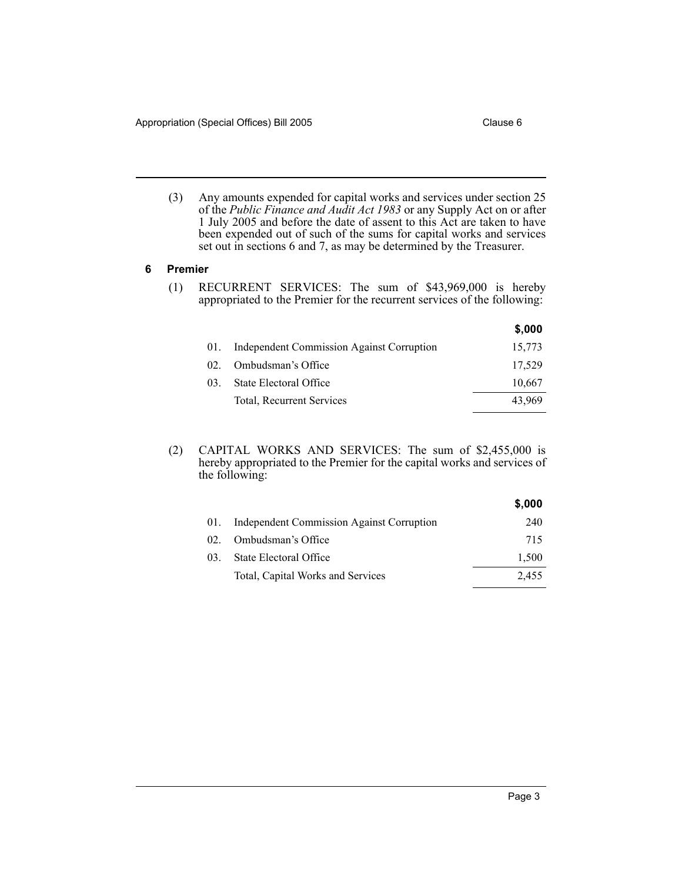(3) Any amounts expended for capital works and services under section 25 of the *Public Finance and Audit Act 1983* or any Supply Act on or after 1 July 2005 and before the date of assent to this Act are taken to have been expended out of such of the sums for capital works and services set out in sections 6 and 7, as may be determined by the Treasurer.

### 6 Premier

(1) RECURRENT SERVICES: The sum of $43,969,000 is hereby appropriated to the Premier for the recurrent services of the following:

| | | $,000 |
|---|---|---|
| 01. | Independent Commission Against Corruption | 15,773 |
| 02. | Ombudsman's Office | 17,529 |
| 03. | State Electoral Office | 10,667 |
| | Total, Recurrent Services | 43,969 |

(2) CAPITAL WORKS AND SERVICES: The sum of $2,455,000 is hereby appropriated to the Premier for the capital works and services of the following:

| | | $,000 |
|---|---|---|
| 01. | Independent Commission Against Corruption | 240 |
| 02. | Ombudsman's Office | 715 |
| 03. | State Electoral Office | 1,500 |
| | Total, Capital Works and Services | 2,455 |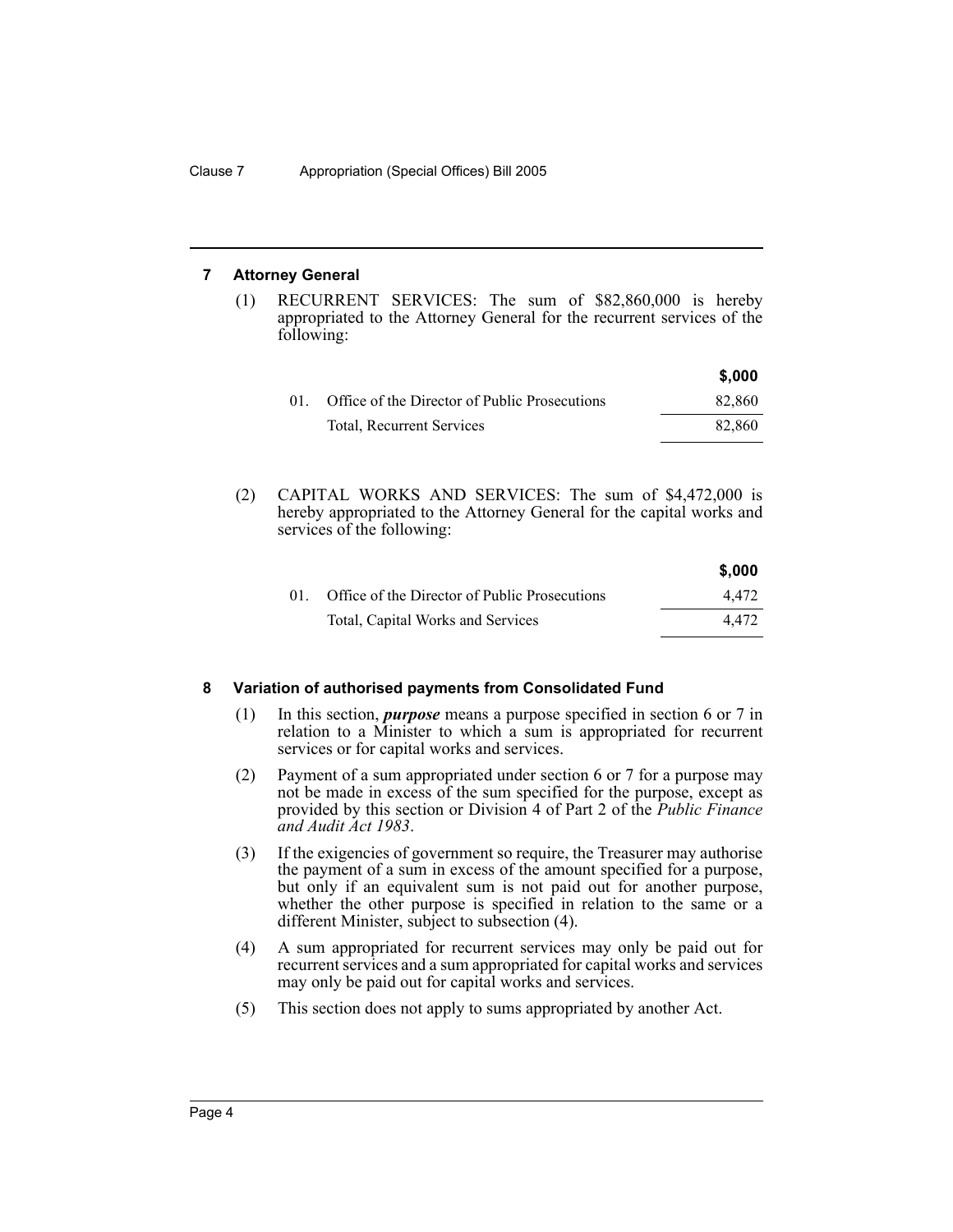## 7 Attorney General

(1) RECURRENT SERVICES: The sum of $82,860,000 is hereby appropriated to the Attorney General for the recurrent services of the following:

| | | $,000 |
|---|---|---|
| 01. | Office of the Director of Public Prosecutions | 82,860 |
| | Total, Recurrent Services | 82,860 |

(2) CAPITAL WORKS AND SERVICES: The sum of $4,472,000 is hereby appropriated to the Attorney General for the capital works and services of the following:

| | | $,000 |
|---|---|---|
| 01. | Office of the Director of Public Prosecutions | 4,472 |
| | Total, Capital Works and Services | 4,472 |

## 8 Variation of authorised payments from Consolidated Fund

(1) In this section, ***purpose*** means a purpose specified in section 6 or 7 in relation to a Minister to which a sum is appropriated for recurrent services or for capital works and services.

(2) Payment of a sum appropriated under section 6 or 7 for a purpose may not be made in excess of the sum specified for the purpose, except as provided by this section or Division 4 of Part 2 of the *Public Finance and Audit Act 1983*.

(3) If the exigencies of government so require, the Treasurer may authorise the payment of a sum in excess of the amount specified for a purpose, but only if an equivalent sum is not paid out for another purpose, whether the other purpose is specified in relation to the same or a different Minister, subject to subsection (4).

(4) A sum appropriated for recurrent services may only be paid out for recurrent services and a sum appropriated for capital works and services may only be paid out for capital works and services.

(5) This section does not apply to sums appropriated by another Act.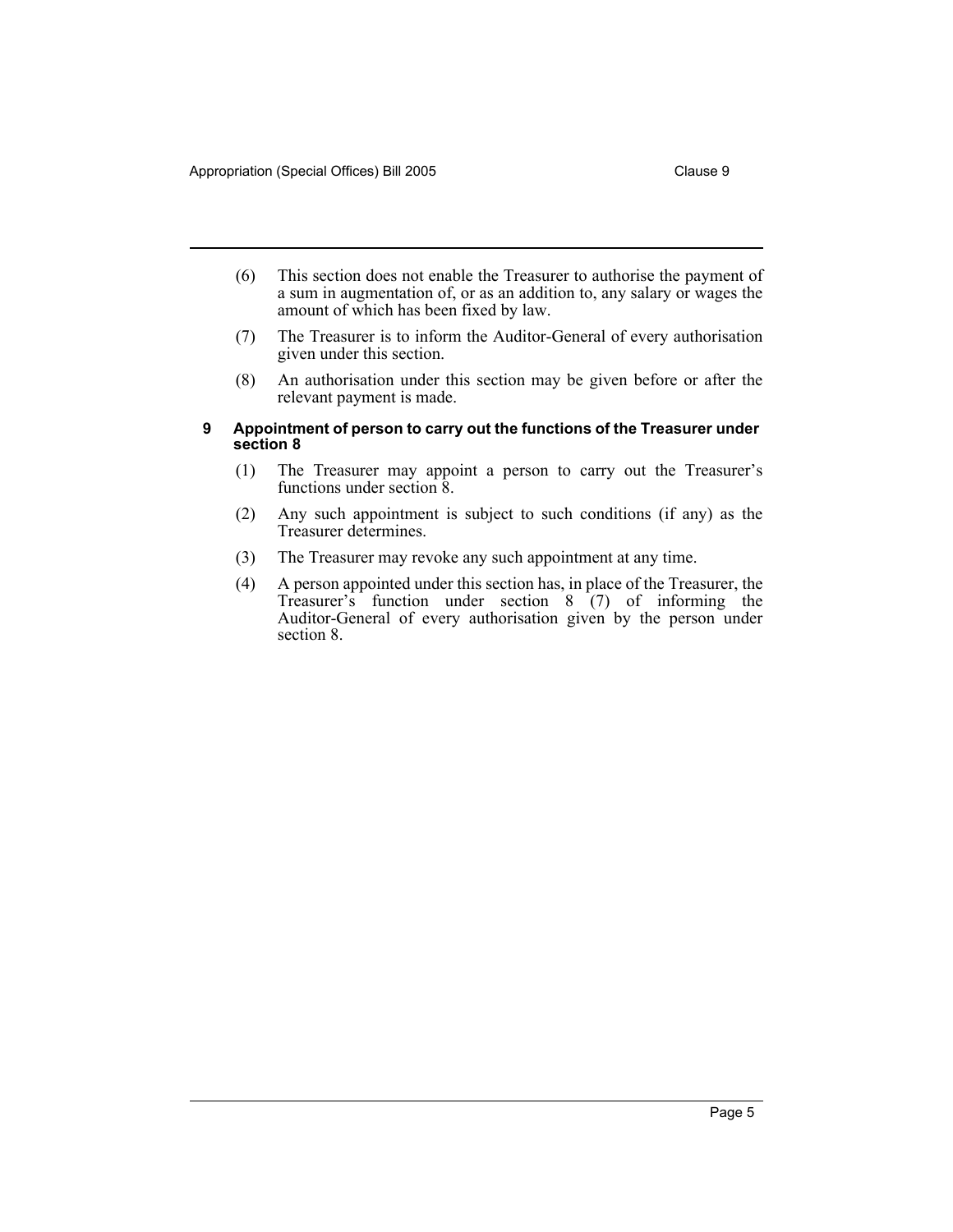(6) This section does not enable the Treasurer to authorise the payment of a sum in augmentation of, or as an addition to, any salary or wages the amount of which has been fixed by law.

(7) The Treasurer is to inform the Auditor-General of every authorisation given under this section.

(8) An authorisation under this section may be given before or after the relevant payment is made.

### 9 Appointment of person to carry out the functions of the Treasurer under section 8

(1) The Treasurer may appoint a person to carry out the Treasurer's functions under section 8.

(2) Any such appointment is subject to such conditions (if any) as the Treasurer determines.

(3) The Treasurer may revoke any such appointment at any time.

(4) A person appointed under this section has, in place of the Treasurer, the Treasurer's function under section 8 (7) of informing the Auditor-General of every authorisation given by the person under section 8.